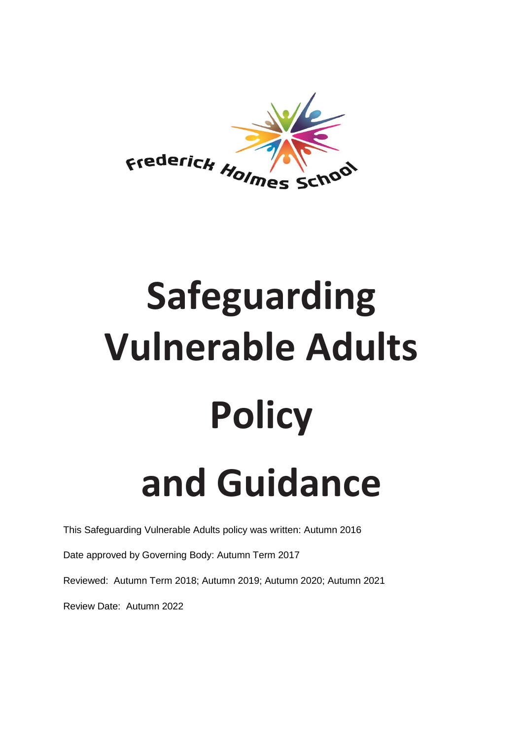Frederick Holmes School

# Safeguarding Vulnerable Adults Policy and Guidance

This Safeguarding Vulnerable Adults policy was written: Autumn 2016

Date approved by Governing Body: Autumn Term 2017

Reviewed: Autumn Term 2018; Autumn 2019; Autumn 2020; Autumn 2021

Review Date: Autumn 2022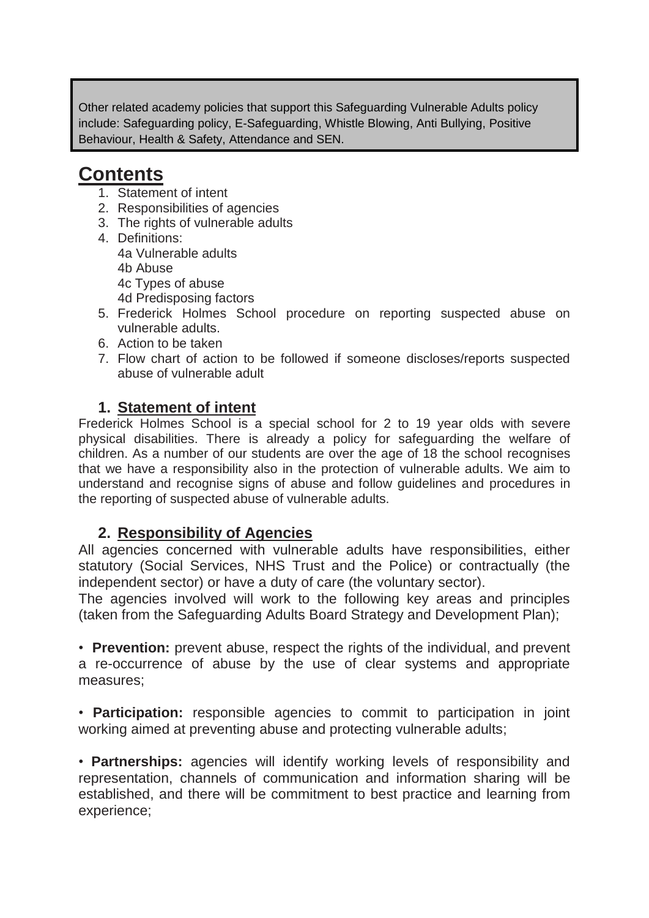Other related academy policies that support this Safeguarding Vulnerable Adults policy include: Safeguarding policy, E-Safeguarding, Whistle Blowing, Anti Bullying, Positive Behaviour, Health & Safety, Attendance and SEN.

# Contents

1. Statement of intent
2. Responsibilities of agencies
3. The rights of vulnerable adults
4. Definitions:
   4a Vulnerable adults
   4b Abuse
   4c Types of abuse
   4d Predisposing factors
5. Frederick Holmes School procedure on reporting suspected abuse on vulnerable adults.
6. Action to be taken
7. Flow chart of action to be followed if someone discloses/reports suspected abuse of vulnerable adult

## 1. Statement of intent

Frederick Holmes School is a special school for 2 to 19 year olds with severe physical disabilities. There is already a policy for safeguarding the welfare of children. As a number of our students are over the age of 18 the school recognises that we have a responsibility also in the protection of vulnerable adults. We aim to understand and recognise signs of abuse and follow guidelines and procedures in the reporting of suspected abuse of vulnerable adults.

## 2. Responsibility of Agencies

All agencies concerned with vulnerable adults have responsibilities, either statutory (Social Services, NHS Trust and the Police) or contractually (the independent sector) or have a duty of care (the voluntary sector).
The agencies involved will work to the following key areas and principles (taken from the Safeguarding Adults Board Strategy and Development Plan);

- **Prevention:** prevent abuse, respect the rights of the individual, and prevent a re-occurrence of abuse by the use of clear systems and appropriate measures;

- **Participation:** responsible agencies to commit to participation in joint working aimed at preventing abuse and protecting vulnerable adults;

- **Partnerships:** agencies will identify working levels of responsibility and representation, channels of communication and information sharing will be established, and there will be commitment to best practice and learning from experience;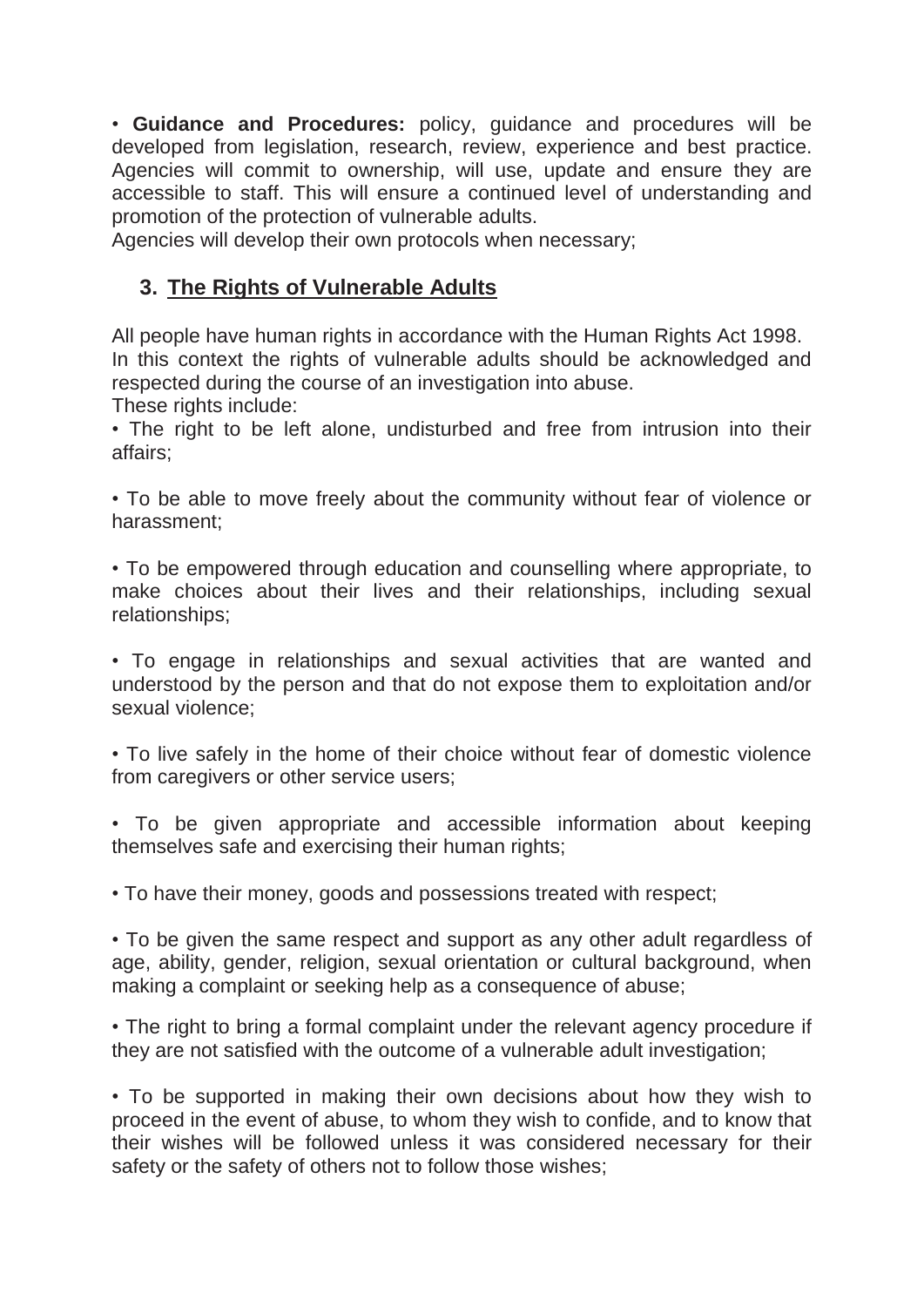- **Guidance and Procedures:** policy, guidance and procedures will be developed from legislation, research, review, experience and best practice. Agencies will commit to ownership, will use, update and ensure they are accessible to staff. This will ensure a continued level of understanding and promotion of the protection of vulnerable adults.

Agencies will develop their own protocols when necessary;

## 3. The Rights of Vulnerable Adults

All people have human rights in accordance with the Human Rights Act 1998.
In this context the rights of vulnerable adults should be acknowledged and respected during the course of an investigation into abuse.
These rights include:

- The right to be left alone, undisturbed and free from intrusion into their affairs;
- To be able to move freely about the community without fear of violence or harassment;
- To be empowered through education and counselling where appropriate, to make choices about their lives and their relationships, including sexual relationships;
- To engage in relationships and sexual activities that are wanted and understood by the person and that do not expose them to exploitation and/or sexual violence;
- To live safely in the home of their choice without fear of domestic violence from caregivers or other service users;
- To be given appropriate and accessible information about keeping themselves safe and exercising their human rights;
- To have their money, goods and possessions treated with respect;
- To be given the same respect and support as any other adult regardless of age, ability, gender, religion, sexual orientation or cultural background, when making a complaint or seeking help as a consequence of abuse;
- The right to bring a formal complaint under the relevant agency procedure if they are not satisfied with the outcome of a vulnerable adult investigation;
- To be supported in making their own decisions about how they wish to proceed in the event of abuse, to whom they wish to confide, and to know that their wishes will be followed unless it was considered necessary for their safety or the safety of others not to follow those wishes;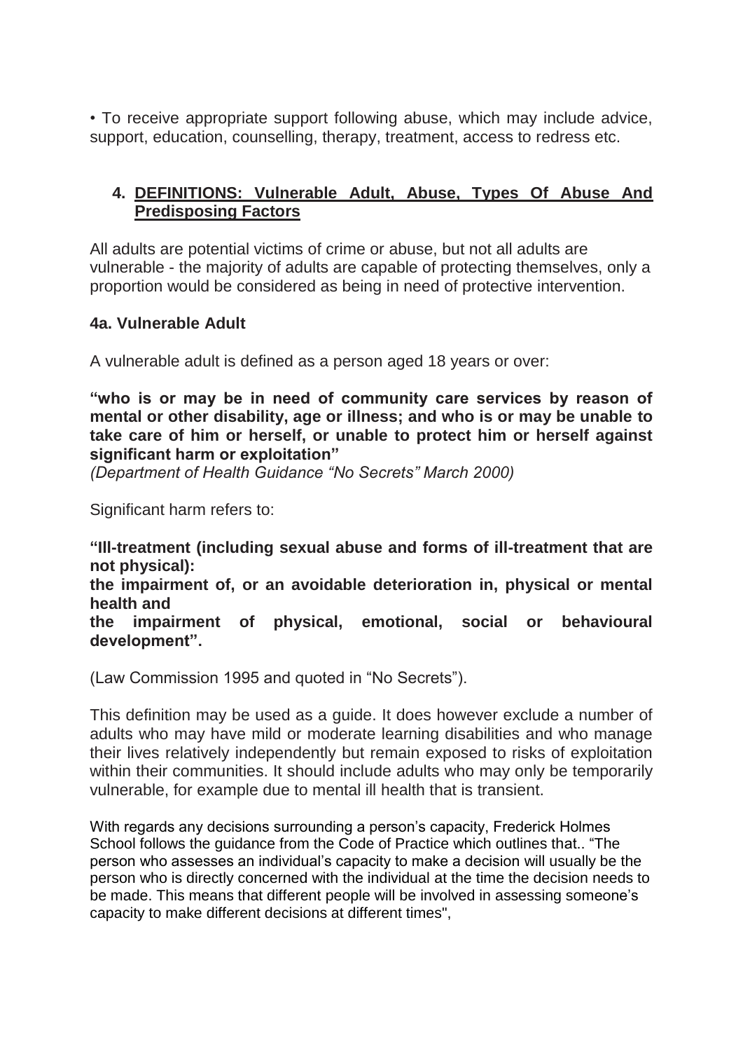• To receive appropriate support following abuse, which may include advice, support, education, counselling, therapy, treatment, access to redress etc.

## 4. DEFINITIONS: Vulnerable Adult, Abuse, Types Of Abuse And Predisposing Factors

All adults are potential victims of crime or abuse, but not all adults are vulnerable - the majority of adults are capable of protecting themselves, only a proportion would be considered as being in need of protective intervention.

### 4a. Vulnerable Adult

A vulnerable adult is defined as a person aged 18 years or over:

**"who is or may be in need of community care services by reason of mental or other disability, age or illness; and who is or may be unable to take care of him or herself, or unable to protect him or herself against significant harm or exploitation"**
*(Department of Health Guidance "No Secrets" March 2000)*

Significant harm refers to:

**"Ill-treatment (including sexual abuse and forms of ill-treatment that are not physical):**
**the impairment of, or an avoidable deterioration in, physical or mental health and**
**the impairment of physical, emotional, social or behavioural development".**

(Law Commission 1995 and quoted in "No Secrets").

This definition may be used as a guide. It does however exclude a number of adults who may have mild or moderate learning disabilities and who manage their lives relatively independently but remain exposed to risks of exploitation within their communities. It should include adults who may only be temporarily vulnerable, for example due to mental ill health that is transient.

With regards any decisions surrounding a person's capacity, Frederick Holmes School follows the guidance from the Code of Practice which outlines that.. "The person who assesses an individual's capacity to make a decision will usually be the person who is directly concerned with the individual at the time the decision needs to be made. This means that different people will be involved in assessing someone's capacity to make different decisions at different times",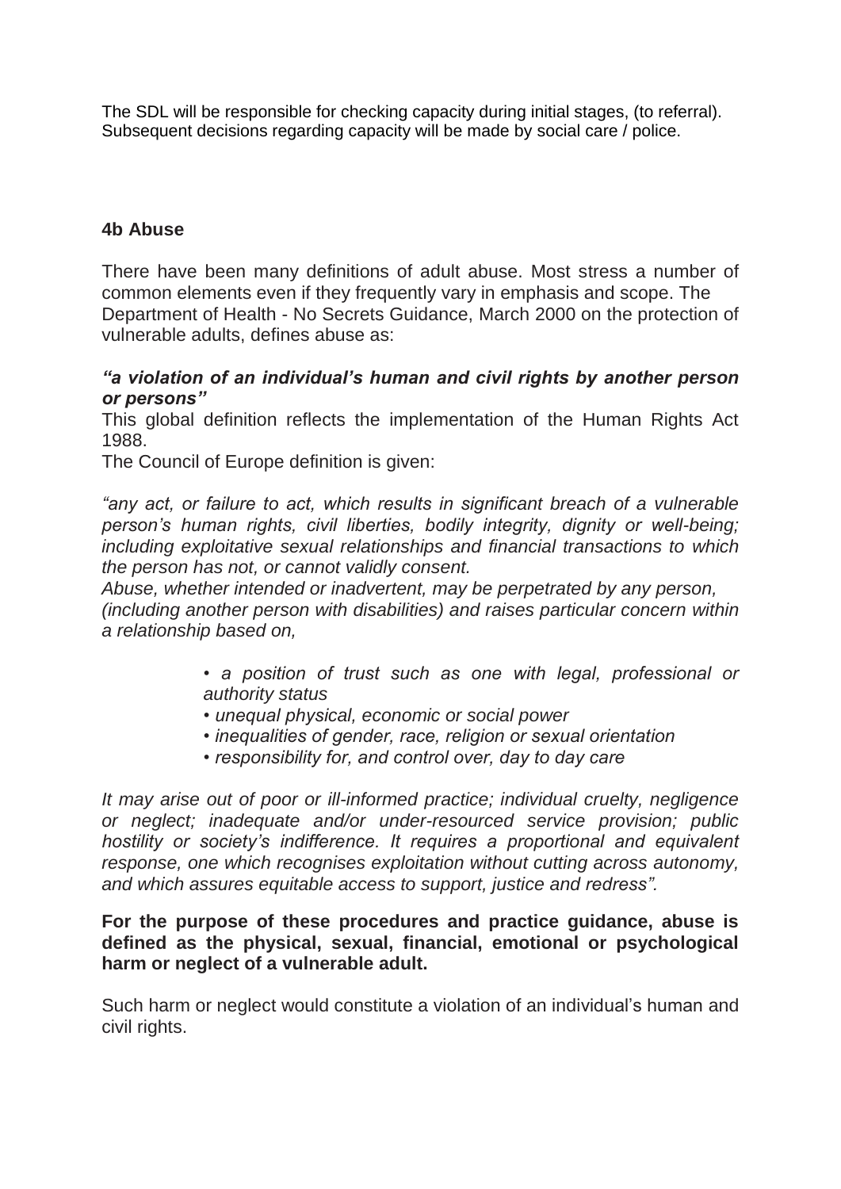The SDL will be responsible for checking capacity during initial stages, (to referral). Subsequent decisions regarding capacity will be made by social care / police.

### 4b Abuse

There have been many definitions of adult abuse. Most stress a number of common elements even if they frequently vary in emphasis and scope. The Department of Health - No Secrets Guidance, March 2000 on the protection of vulnerable adults, defines abuse as:

***"a violation of an individual's human and civil rights by another person or persons"***

This global definition reflects the implementation of the Human Rights Act 1988.

The Council of Europe definition is given:

*"any act, or failure to act, which results in significant breach of a vulnerable person's human rights, civil liberties, bodily integrity, dignity or well-being; including exploitative sexual relationships and financial transactions to which the person has not, or cannot validly consent.*

*Abuse, whether intended or inadvertent, may be perpetrated by any person, (including another person with disabilities) and raises particular concern within a relationship based on,*

- *a position of trust such as one with legal, professional or authority status*
- *unequal physical, economic or social power*
- *inequalities of gender, race, religion or sexual orientation*
- *responsibility for, and control over, day to day care*

*It may arise out of poor or ill-informed practice; individual cruelty, negligence or neglect; inadequate and/or under-resourced service provision; public hostility or society's indifference. It requires a proportional and equivalent response, one which recognises exploitation without cutting across autonomy, and which assures equitable access to support, justice and redress".*

**For the purpose of these procedures and practice guidance, abuse is defined as the physical, sexual, financial, emotional or psychological harm or neglect of a vulnerable adult.**

Such harm or neglect would constitute a violation of an individual's human and civil rights.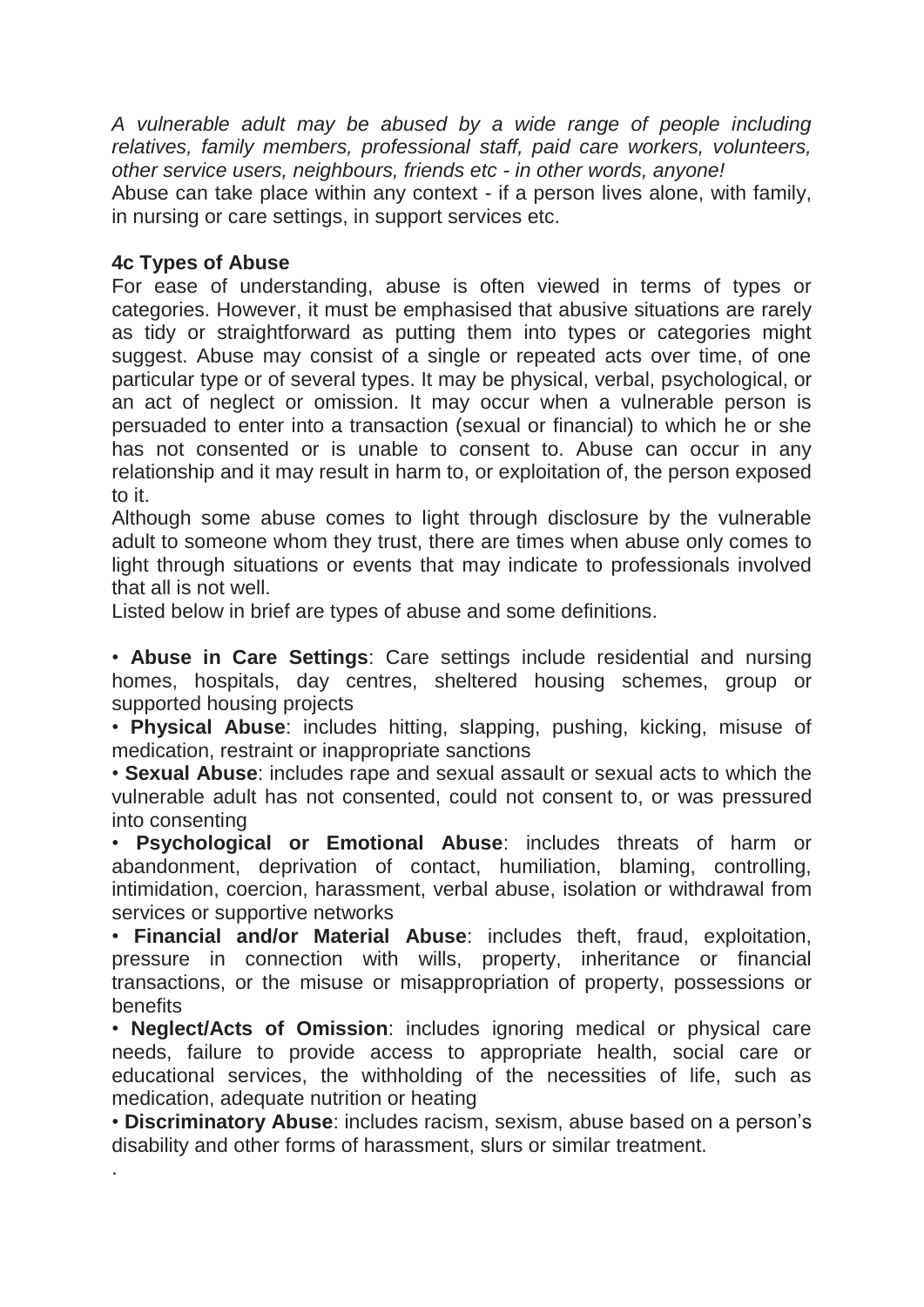*A vulnerable adult may be abused by a wide range of people including relatives, family members, professional staff, paid care workers, volunteers, other service users, neighbours, friends etc - in other words, anyone!*

Abuse can take place within any context - if a person lives alone, with family, in nursing or care settings, in support services etc.

**4c Types of Abuse**

For ease of understanding, abuse is often viewed in terms of types or categories. However, it must be emphasised that abusive situations are rarely as tidy or straightforward as putting them into types or categories might suggest. Abuse may consist of a single or repeated acts over time, of one particular type or of several types. It may be physical, verbal, psychological, or an act of neglect or omission. It may occur when a vulnerable person is persuaded to enter into a transaction (sexual or financial) to which he or she has not consented or is unable to consent to. Abuse can occur in any relationship and it may result in harm to, or exploitation of, the person exposed to it.

Although some abuse comes to light through disclosure by the vulnerable adult to someone whom they trust, there are times when abuse only comes to light through situations or events that may indicate to professionals involved that all is not well.

Listed below in brief are types of abuse and some definitions.

- **Abuse in Care Settings**: Care settings include residential and nursing homes, hospitals, day centres, sheltered housing schemes, group or supported housing projects
- **Physical Abuse**: includes hitting, slapping, pushing, kicking, misuse of medication, restraint or inappropriate sanctions
- **Sexual Abuse**: includes rape and sexual assault or sexual acts to which the vulnerable adult has not consented, could not consent to, or was pressured into consenting
- **Psychological or Emotional Abuse**: includes threats of harm or abandonment, deprivation of contact, humiliation, blaming, controlling, intimidation, coercion, harassment, verbal abuse, isolation or withdrawal from services or supportive networks
- **Financial and/or Material Abuse**: includes theft, fraud, exploitation, pressure in connection with wills, property, inheritance or financial transactions, or the misuse or misappropriation of property, possessions or benefits
- **Neglect/Acts of Omission**: includes ignoring medical or physical care needs, failure to provide access to appropriate health, social care or educational services, the withholding of the necessities of life, such as medication, adequate nutrition or heating
- **Discriminatory Abuse**: includes racism, sexism, abuse based on a person's disability and other forms of harassment, slurs or similar treatment.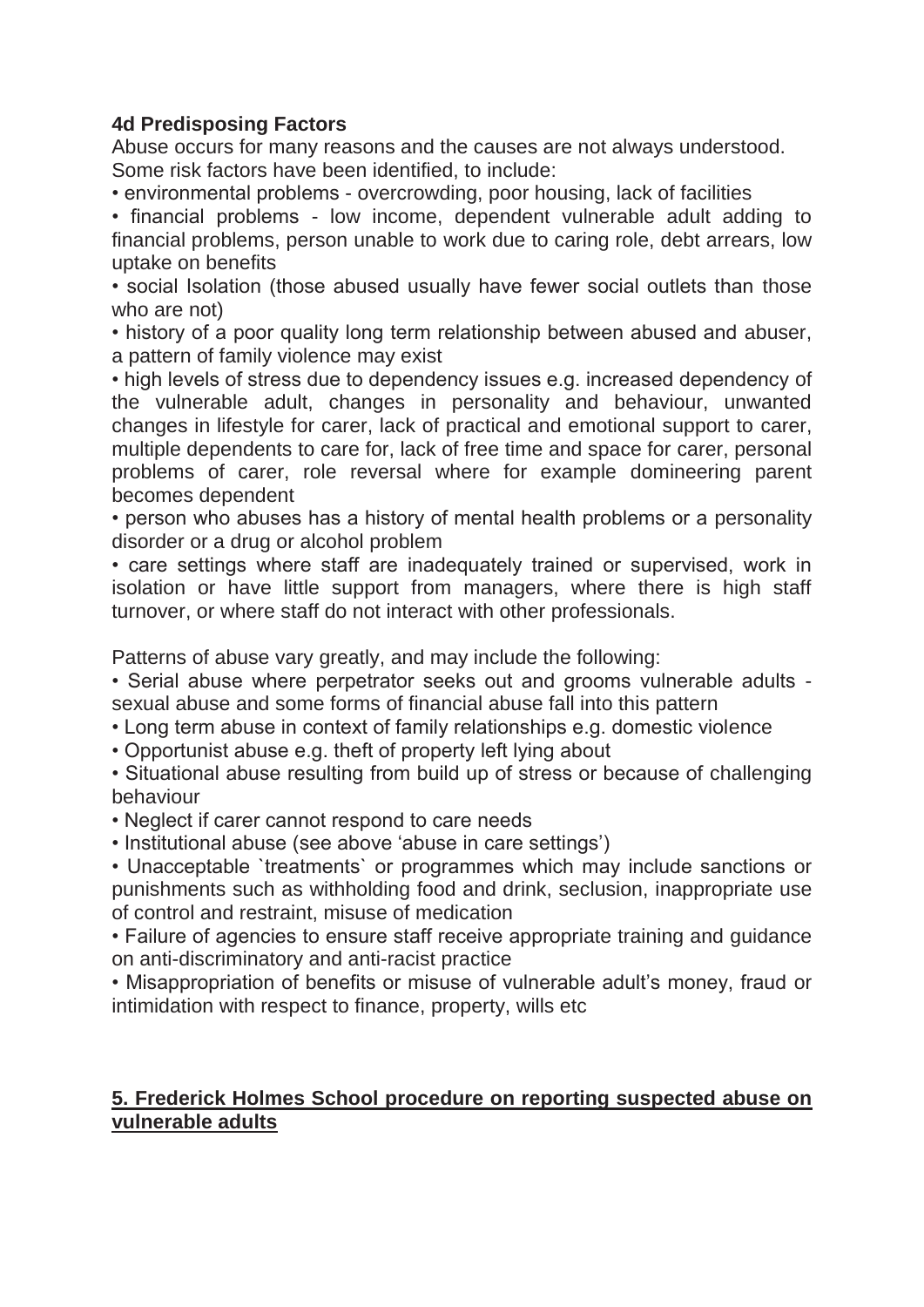**4d Predisposing Factors**

Abuse occurs for many reasons and the causes are not always understood. Some risk factors have been identified, to include:

- environmental problems - overcrowding, poor housing, lack of facilities
- financial problems - low income, dependent vulnerable adult adding to financial problems, person unable to work due to caring role, debt arrears, low uptake on benefits
- social Isolation (those abused usually have fewer social outlets than those who are not)
- history of a poor quality long term relationship between abused and abuser, a pattern of family violence may exist
- high levels of stress due to dependency issues e.g. increased dependency of the vulnerable adult, changes in personality and behaviour, unwanted changes in lifestyle for carer, lack of practical and emotional support to carer, multiple dependents to care for, lack of free time and space for carer, personal problems of carer, role reversal where for example domineering parent becomes dependent
- person who abuses has a history of mental health problems or a personality disorder or a drug or alcohol problem
- care settings where staff are inadequately trained or supervised, work in isolation or have little support from managers, where there is high staff turnover, or where staff do not interact with other professionals.

Patterns of abuse vary greatly, and may include the following:

- Serial abuse where perpetrator seeks out and grooms vulnerable adults - sexual abuse and some forms of financial abuse fall into this pattern
- Long term abuse in context of family relationships e.g. domestic violence
- Opportunist abuse e.g. theft of property left lying about
- Situational abuse resulting from build up of stress or because of challenging behaviour
- Neglect if carer cannot respond to care needs
- Institutional abuse (see above 'abuse in care settings')
- Unacceptable `treatments` or programmes which may include sanctions or punishments such as withholding food and drink, seclusion, inappropriate use of control and restraint, misuse of medication
- Failure of agencies to ensure staff receive appropriate training and guidance on anti-discriminatory and anti-racist practice
- Misappropriation of benefits or misuse of vulnerable adult's money, fraud or intimidation with respect to finance, property, wills etc

## 5. Frederick Holmes School procedure on reporting suspected abuse on vulnerable adults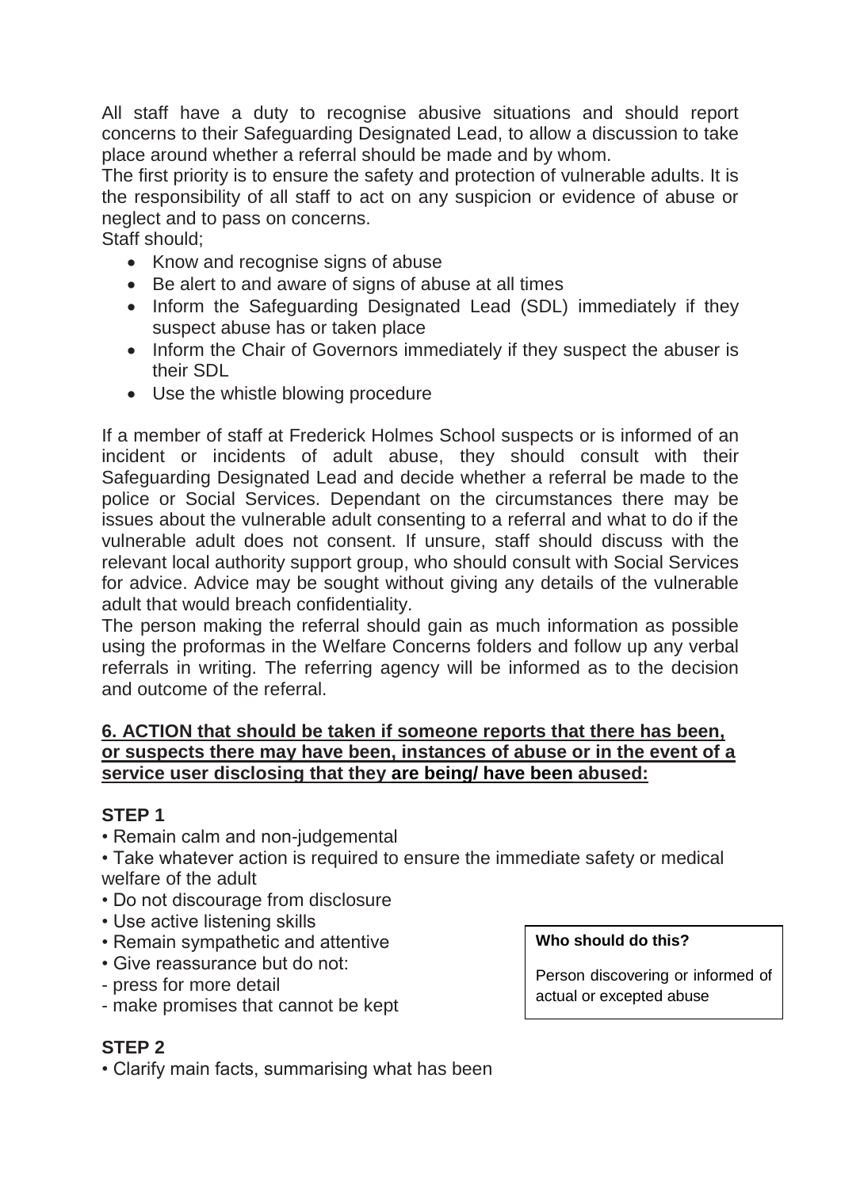All staff have a duty to recognise abusive situations and should report concerns to their Safeguarding Designated Lead, to allow a discussion to take place around whether a referral should be made and by whom.

The first priority is to ensure the safety and protection of vulnerable adults. It is the responsibility of all staff to act on any suspicion or evidence of abuse or neglect and to pass on concerns.

Staff should;

- Know and recognise signs of abuse
- Be alert to and aware of signs of abuse at all times
- Inform the Safeguarding Designated Lead (SDL) immediately if they suspect abuse has or taken place
- Inform the Chair of Governors immediately if they suspect the abuser is their SDL
- Use the whistle blowing procedure

If a member of staff at Frederick Holmes School suspects or is informed of an incident or incidents of adult abuse, they should consult with their Safeguarding Designated Lead and decide whether a referral be made to the police or Social Services. Dependant on the circumstances there may be issues about the vulnerable adult consenting to a referral and what to do if the vulnerable adult does not consent. If unsure, staff should discuss with the relevant local authority support group, who should consult with Social Services for advice. Advice may be sought without giving any details of the vulnerable adult that would breach confidentiality.

The person making the referral should gain as much information as possible using the proformas in the Welfare Concerns folders and follow up any verbal referrals in writing. The referring agency will be informed as to the decision and outcome of the referral.

## 6. ACTION that should be taken if someone reports that there has been, or suspects there may have been, instances of abuse or in the event of a service user disclosing that they are being/ have been abused:

### STEP 1

- Remain calm and non-judgemental
- Take whatever action is required to ensure the immediate safety or medical welfare of the adult
- Do not discourage from disclosure
- Use active listening skills
- Remain sympathetic and attentive
- Give reassurance but do not:
  - press for more detail
  - make promises that cannot be kept

**Who should do this?**

Person discovering or informed of actual or excepted abuse

### STEP 2

- Clarify main facts, summarising what has been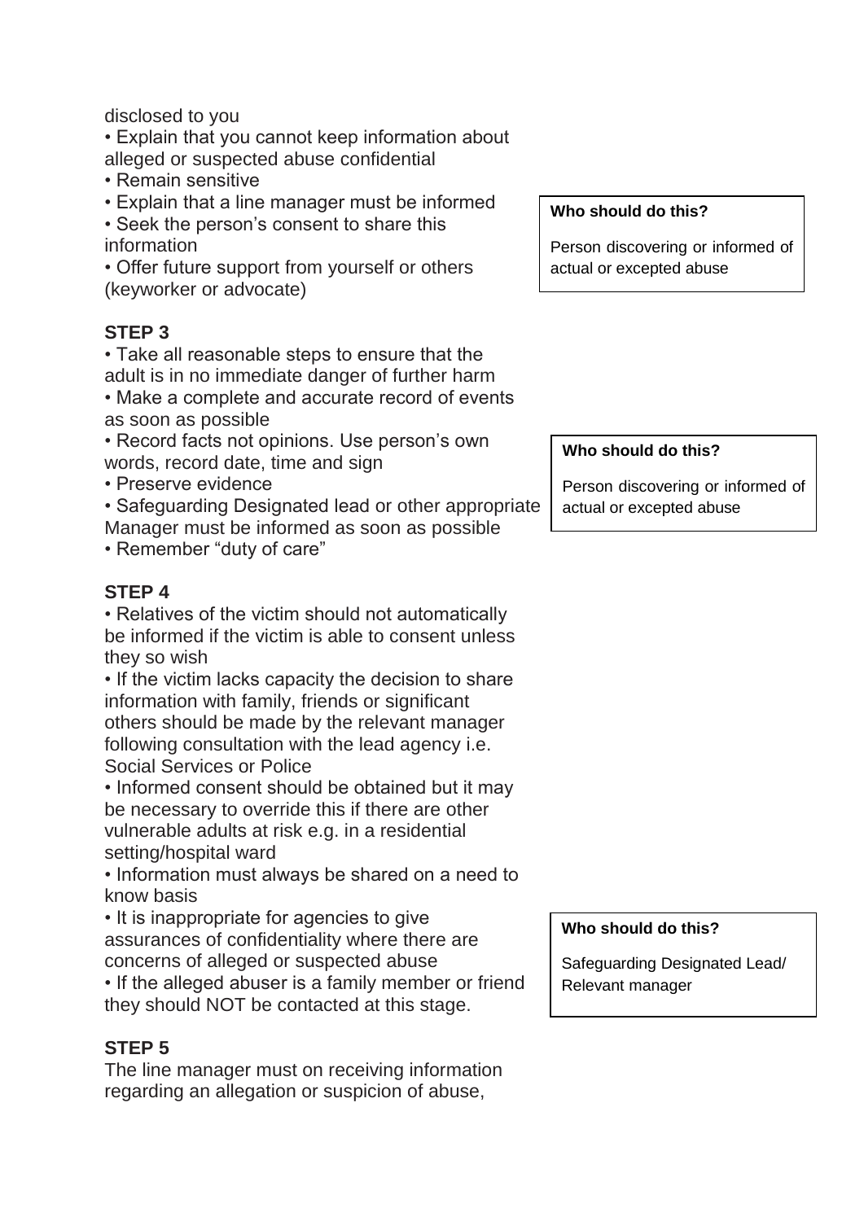disclosed to you

- Explain that you cannot keep information about alleged or suspected abuse confidential
- Remain sensitive
- Explain that a line manager must be informed
- Seek the person's consent to share this information
- Offer future support from yourself or others (keyworker or advocate)

**Who should do this?**

Person discovering or informed of actual or excepted abuse

**STEP 3**

- Take all reasonable steps to ensure that the adult is in no immediate danger of further harm
- Make a complete and accurate record of events as soon as possible
- Record facts not opinions. Use person's own words, record date, time and sign
- Preserve evidence
- Safeguarding Designated lead or other appropriate Manager must be informed as soon as possible
- Remember "duty of care"

**Who should do this?**

Person discovering or informed of actual or excepted abuse

**STEP 4**

- Relatives of the victim should not automatically be informed if the victim is able to consent unless they so wish
- If the victim lacks capacity the decision to share information with family, friends or significant others should be made by the relevant manager following consultation with the lead agency i.e. Social Services or Police
- Informed consent should be obtained but it may be necessary to override this if there are other vulnerable adults at risk e.g. in a residential setting/hospital ward
- Information must always be shared on a need to know basis
- It is inappropriate for agencies to give assurances of confidentiality where there are concerns of alleged or suspected abuse
- If the alleged abuser is a family member or friend they should NOT be contacted at this stage.

**Who should do this?**

Safeguarding Designated Lead/ Relevant manager

**STEP 5**

The line manager must on receiving information regarding an allegation or suspicion of abuse,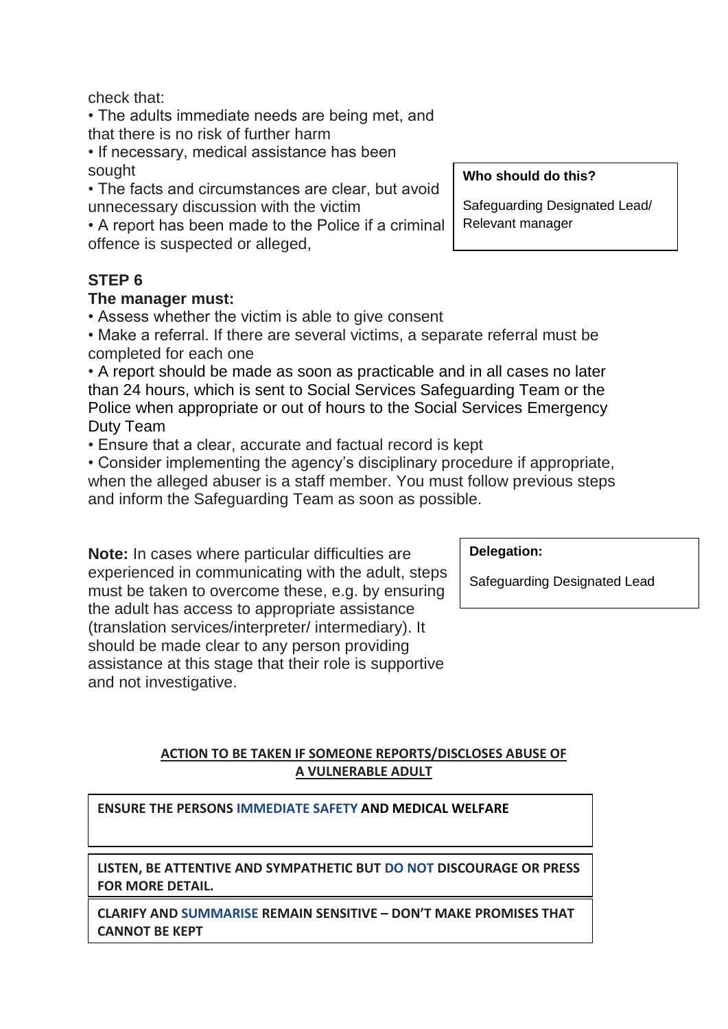check that:

- The adults immediate needs are being met, and that there is no risk of further harm
- If necessary, medical assistance has been sought
- The facts and circumstances are clear, but avoid unnecessary discussion with the victim
- A report has been made to the Police if a criminal offence is suspected or alleged,

**Who should do this?**

Safeguarding Designated Lead/ Relevant manager

### STEP 6

**The manager must:**

- Assess whether the victim is able to give consent
- Make a referral. If there are several victims, a separate referral must be completed for each one
- A report should be made as soon as practicable and in all cases no later than 24 hours, which is sent to Social Services Safeguarding Team or the Police when appropriate or out of hours to the Social Services Emergency Duty Team
- Ensure that a clear, accurate and factual record is kept
- Consider implementing the agency's disciplinary procedure if appropriate, when the alleged abuser is a staff member. You must follow previous steps and inform the Safeguarding Team as soon as possible.

**Note:** In cases where particular difficulties are experienced in communicating with the adult, steps must be taken to overcome these, e.g. by ensuring the adult has access to appropriate assistance (translation services/interpreter/ intermediary). It should be made clear to any person providing assistance at this stage that their role is supportive and not investigative.

**Delegation:**

Safeguarding Designated Lead

**ACTION TO BE TAKEN IF SOMEONE REPORTS/DISCLOSES ABUSE OF A VULNERABLE ADULT**

**ENSURE THE PERSONS IMMEDIATE SAFETY AND MEDICAL WELFARE**

**LISTEN, BE ATTENTIVE AND SYMPATHETIC BUT DO NOT DISCOURAGE OR PRESS FOR MORE DETAIL.**

**CLARIFY AND SUMMARISE REMAIN SENSITIVE – DON'T MAKE PROMISES THAT CANNOT BE KEPT**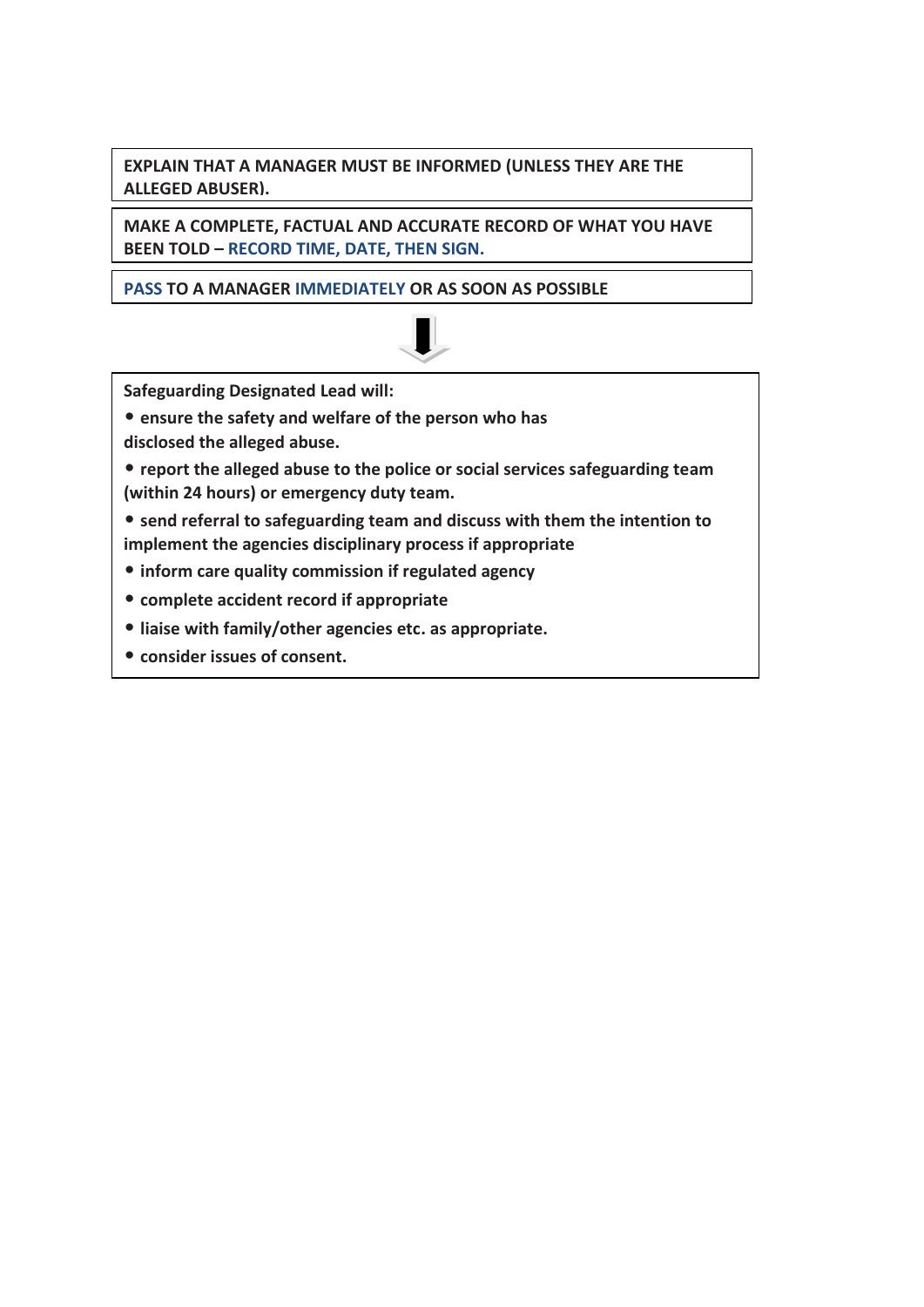**EXPLAIN THAT A MANAGER MUST BE INFORMED (UNLESS THEY ARE THE ALLEGED ABUSER).**

**MAKE A COMPLETE, FACTUAL AND ACCURATE RECORD OF WHAT YOU HAVE BEEN TOLD – RECORD TIME, DATE, THEN SIGN.**

**PASS TO A MANAGER IMMEDIATELY OR AS SOON AS POSSIBLE**

⬇

**Safeguarding Designated Lead will:**

- **ensure the safety and welfare of the person who has disclosed the alleged abuse.**
- **report the alleged abuse to the police or social services safeguarding team (within 24 hours) or emergency duty team.**
- **send referral to safeguarding team and discuss with them the intention to implement the agencies disciplinary process if appropriate**
- **inform care quality commission if regulated agency**
- **complete accident record if appropriate**
- **liaise with family/other agencies etc. as appropriate.**
- **consider issues of consent.**